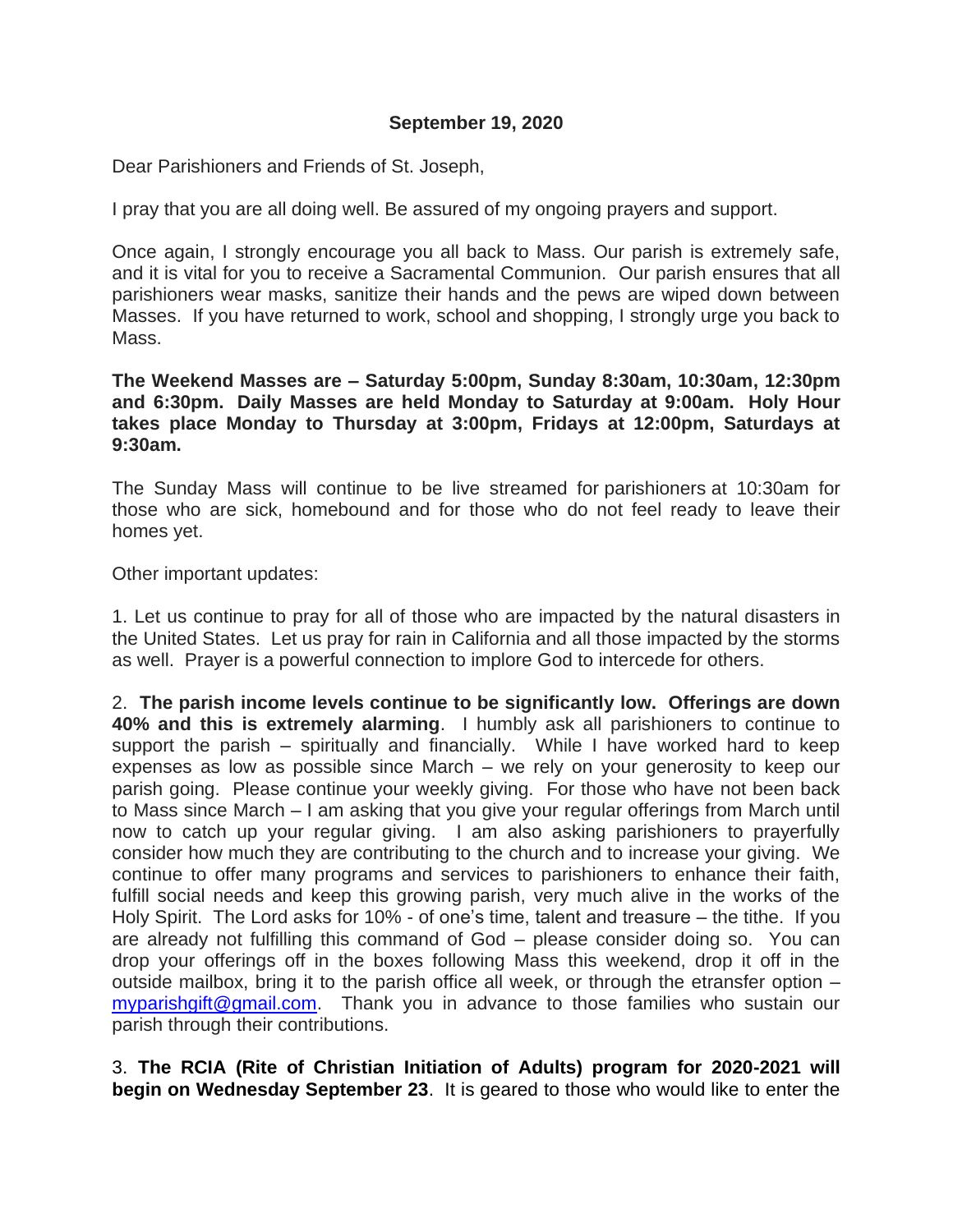**September 19, 2020**

Dear Parishioners and Friends of St. Joseph,

I pray that you are all doing well. Be assured of my ongoing prayers and support.

Once again, I strongly encourage you all back to Mass. Our parish is extremely safe, and it is vital for you to receive a Sacramental Communion. Our parish ensures that all parishioners wear masks, sanitize their hands and the pews are wiped down between Masses. If you have returned to work, school and shopping, I strongly urge you back to Mass.

**The Weekend Masses are – Saturday 5:00pm, Sunday 8:30am, 10:30am, 12:30pm and 6:30pm. Daily Masses are held Monday to Saturday at 9:00am. Holy Hour takes place Monday to Thursday at 3:00pm, Fridays at 12:00pm, Saturdays at 9:30am.**

The Sunday Mass will continue to be live streamed for parishioners at 10:30am for those who are sick, homebound and for those who do not feel ready to leave their homes yet.

Other important updates:

1. Let us continue to pray for all of those who are impacted by the natural disasters in the United States. Let us pray for rain in California and all those impacted by the storms as well. Prayer is a powerful connection to implore God to intercede for others.

2. **The parish income levels continue to be significantly low. Offerings are down 40% and this is extremely alarming**. I humbly ask all parishioners to continue to support the parish – spiritually and financially. While I have worked hard to keep expenses as low as possible since March – we rely on your generosity to keep our parish going. Please continue your weekly giving. For those who have not been back to Mass since March – I am asking that you give your regular offerings from March until now to catch up your regular giving. I am also asking parishioners to prayerfully consider how much they are contributing to the church and to increase your giving. We continue to offer many programs and services to parishioners to enhance their faith, fulfill social needs and keep this growing parish, very much alive in the works of the Holy Spirit. The Lord asks for 10% - of one's time, talent and treasure – the tithe. If you are already not fulfilling this command of God – please consider doing so. You can drop your offerings off in the boxes following Mass this weekend, drop it off in the outside mailbox, bring it to the parish office all week, or through the etransfer option – myparishgift@gmail.com. Thank you in advance to those families who sustain our parish through their contributions.

3. **The RCIA (Rite of Christian Initiation of Adults) program for 2020-2021 will begin on Wednesday September 23**. It is geared to those who would like to enter the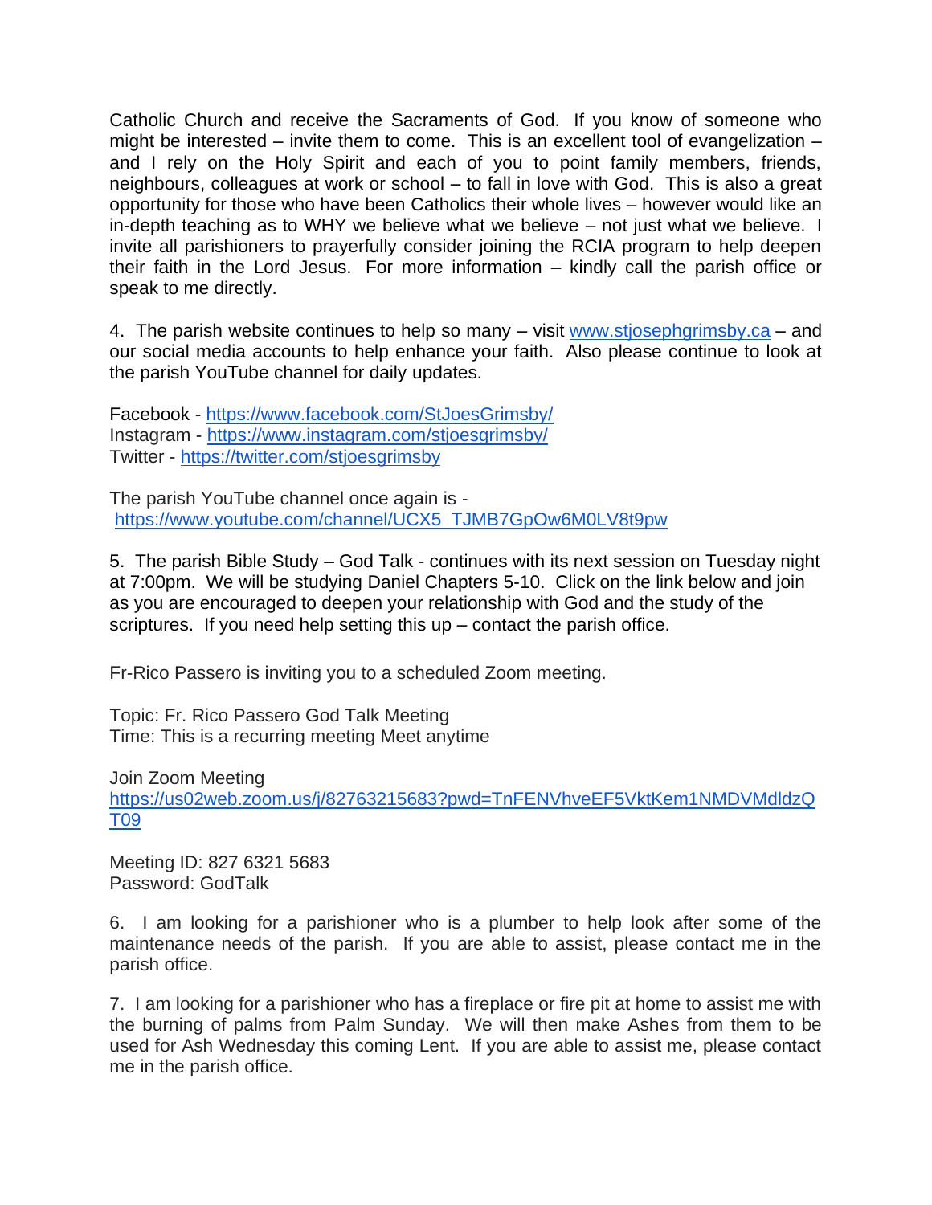Catholic Church and receive the Sacraments of God. If you know of someone who might be interested – invite them to come. This is an excellent tool of evangelization – and I rely on the Holy Spirit and each of you to point family members, friends, neighbours, colleagues at work or school – to fall in love with God. This is also a great opportunity for those who have been Catholics their whole lives – however would like an in-depth teaching as to WHY we believe what we believe – not just what we believe. I invite all parishioners to prayerfully consider joining the RCIA program to help deepen their faith in the Lord Jesus. For more information – kindly call the parish office or speak to me directly.

4. The parish website continues to help so many – visit [www.stjosephgrimsby.ca](http://www.stjosephgrimsby.ca) – and our social media accounts to help enhance your faith. Also please continue to look at the parish YouTube channel for daily updates.

Facebook - [https://www.facebook.com/StJoesGrimsby/](https://www.facebook.com/StJoesGrimsby/)
Instagram - [https://www.instagram.com/stjoesgrimsby/](https://www.instagram.com/stjoesgrimsby/)
Twitter - [https://twitter.com/stjoesgrimsby](https://twitter.com/stjoesgrimsby)

The parish YouTube channel once again is -
[https://www.youtube.com/channel/UCX5_TJMB7GpOw6M0LV8t9pw](https://www.youtube.com/channel/UCX5_TJMB7GpOw6M0LV8t9pw)

5. The parish Bible Study – God Talk - continues with its next session on Tuesday night at 7:00pm. We will be studying Daniel Chapters 5-10. Click on the link below and join as you are encouraged to deepen your relationship with God and the study of the scriptures. If you need help setting this up – contact the parish office.

Fr-Rico Passero is inviting you to a scheduled Zoom meeting.

Topic: Fr. Rico Passero God Talk Meeting
Time: This is a recurring meeting Meet anytime

Join Zoom Meeting
[https://us02web.zoom.us/j/82763215683?pwd=TnFENVhveEF5VktKem1NMDVMdldzQT09](https://us02web.zoom.us/j/82763215683?pwd=TnFENVhveEF5VktKem1NMDVMdldzQT09)

Meeting ID: 827 6321 5683
Password: GodTalk

6. I am looking for a parishioner who is a plumber to help look after some of the maintenance needs of the parish. If you are able to assist, please contact me in the parish office.

7. I am looking for a parishioner who has a fireplace or fire pit at home to assist me with the burning of palms from Palm Sunday. We will then make Ashes from them to be used for Ash Wednesday this coming Lent. If you are able to assist me, please contact me in the parish office.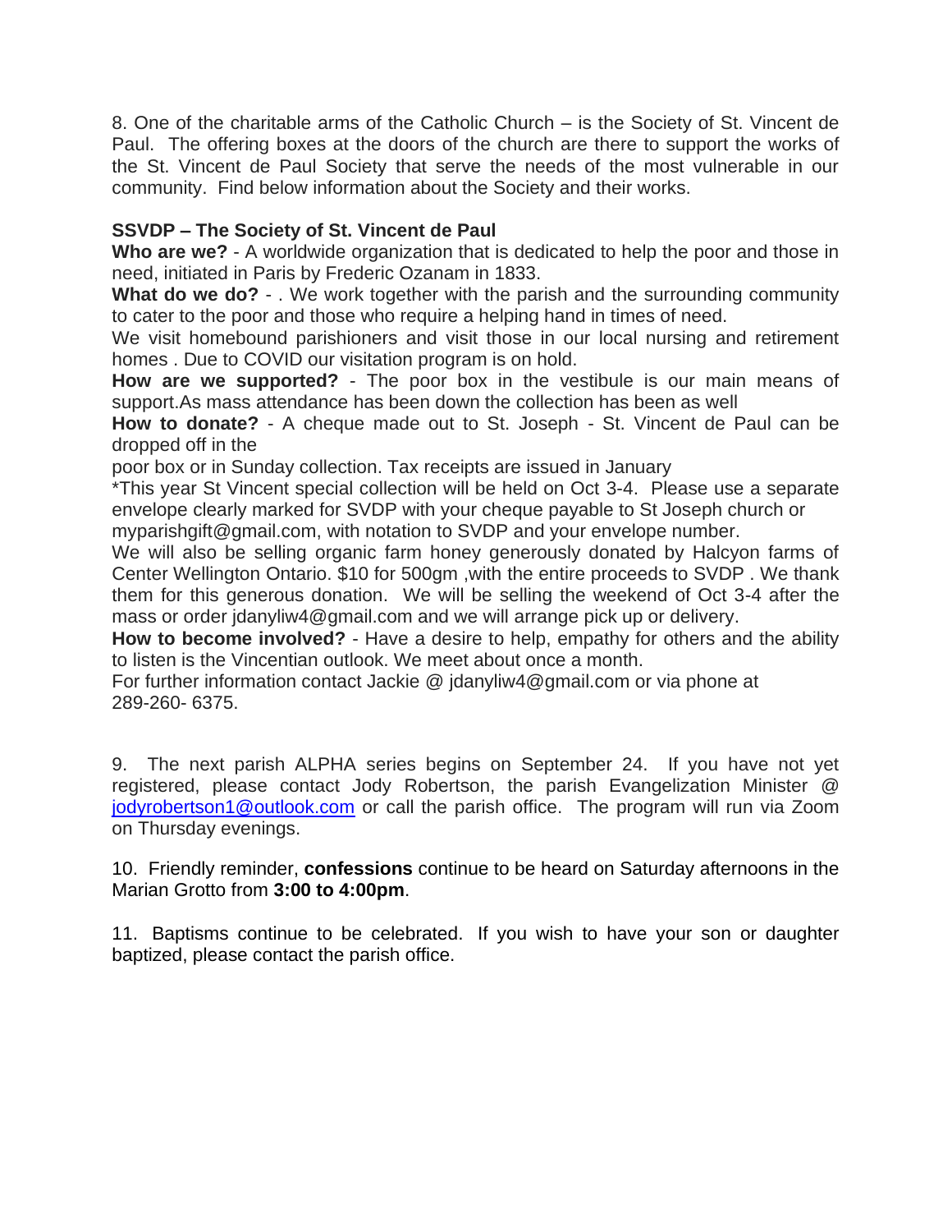8. One of the charitable arms of the Catholic Church – is the Society of St. Vincent de Paul. The offering boxes at the doors of the church are there to support the works of the St. Vincent de Paul Society that serve the needs of the most vulnerable in our community. Find below information about the Society and their works.

**SSVDP – The Society of St. Vincent de Paul**

**Who are we?** - A worldwide organization that is dedicated to help the poor and those in need, initiated in Paris by Frederic Ozanam in 1833.

**What do we do?** - . We work together with the parish and the surrounding community to cater to the poor and those who require a helping hand in times of need.

We visit homebound parishioners and visit those in our local nursing and retirement homes . Due to COVID our visitation program is on hold.

**How are we supported?** - The poor box in the vestibule is our main means of support.As mass attendance has been down the collection has been as well

**How to donate?** - A cheque made out to St. Joseph - St. Vincent de Paul can be dropped off in the poor box or in Sunday collection. Tax receipts are issued in January

*This year St Vincent special collection will be held on Oct 3-4. Please use a separate envelope clearly marked for SVDP with your cheque payable to St Joseph church or myparishgift@gmail.com, with notation to SVDP and your envelope number.

We will also be selling organic farm honey generously donated by Halcyon farms of Center Wellington Ontario. $10 for 500gm ,with the entire proceeds to SVDP . We thank them for this generous donation. We will be selling the weekend of Oct 3-4 after the mass or order jdanyliw4@gmail.com and we will arrange pick up or delivery.

**How to become involved?** - Have a desire to help, empathy for others and the ability to listen is the Vincentian outlook. We meet about once a month.

For further information contact Jackie @ jdanyliw4@gmail.com or via phone at 289-260- 6375.

9. The next parish ALPHA series begins on September 24. If you have not yet registered, please contact Jody Robertson, the parish Evangelization Minister @ [jodyrobertson1@outlook.com](mailto:jodyrobertson1@outlook.com) or call the parish office. The program will run via Zoom on Thursday evenings.

10. Friendly reminder, **confessions** continue to be heard on Saturday afternoons in the Marian Grotto from **3:00 to 4:00pm**.

11. Baptisms continue to be celebrated. If you wish to have your son or daughter baptized, please contact the parish office.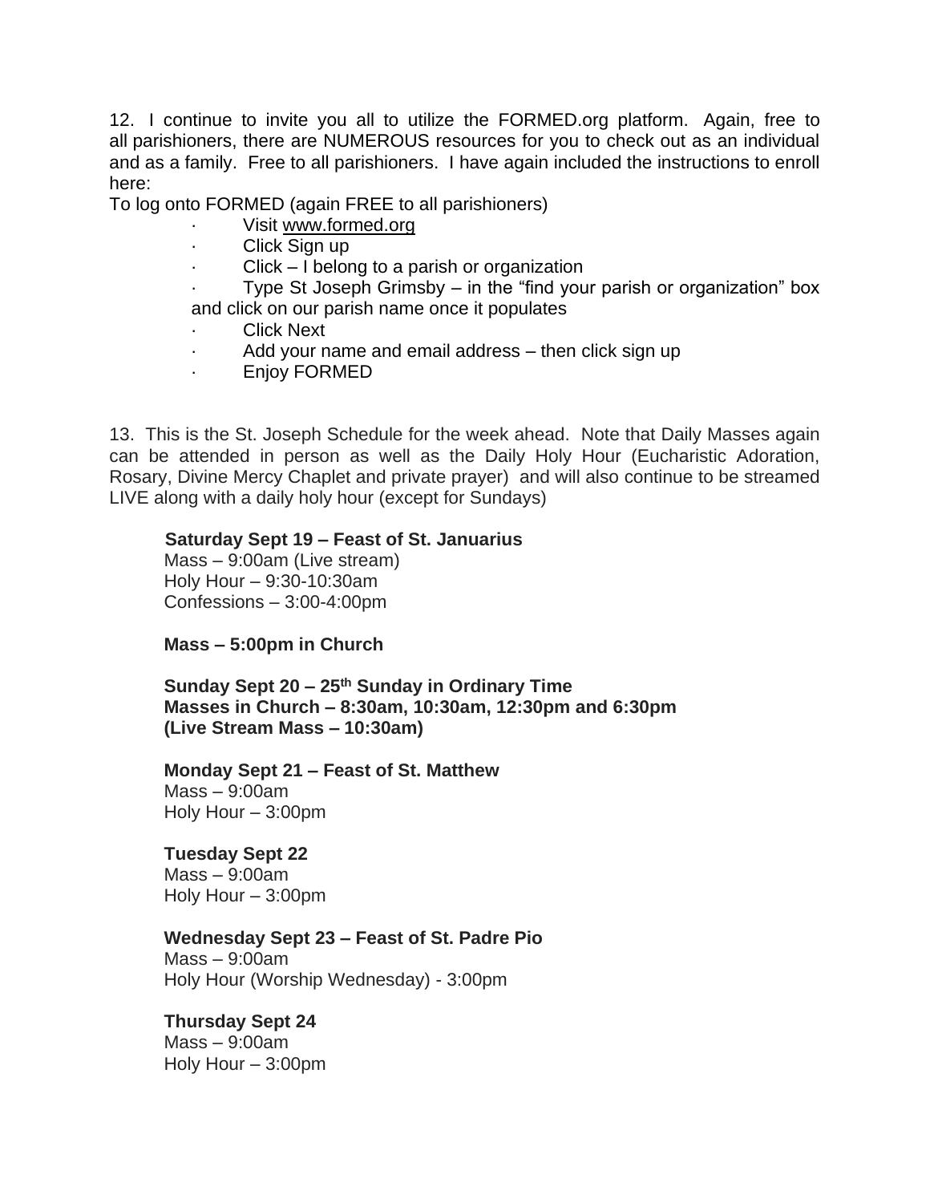12. I continue to invite you all to utilize the FORMED.org platform. Again, free to all parishioners, there are NUMEROUS resources for you to check out as an individual and as a family. Free to all parishioners. I have again included the instructions to enroll here:

To log onto FORMED (again FREE to all parishioners)

- Visit www.formed.org
- Click Sign up
- Click – I belong to a parish or organization
- Type St Joseph Grimsby – in the "find your parish or organization" box and click on our parish name once it populates
- Click Next
- Add your name and email address – then click sign up
- Enjoy FORMED

13. This is the St. Joseph Schedule for the week ahead. Note that Daily Masses again can be attended in person as well as the Daily Holy Hour (Eucharistic Adoration, Rosary, Divine Mercy Chaplet and private prayer) and will also continue to be streamed LIVE along with a daily holy hour (except for Sundays)

**Saturday Sept 19 – Feast of St. Januarius**
Mass – 9:00am (Live stream)
Holy Hour – 9:30-10:30am
Confessions – 3:00-4:00pm

**Mass – 5:00pm in Church**

**Sunday Sept 20 – 25th Sunday in Ordinary Time**
**Masses in Church – 8:30am, 10:30am, 12:30pm and 6:30pm**
**(Live Stream Mass – 10:30am)**

**Monday Sept 21 – Feast of St. Matthew**
Mass – 9:00am
Holy Hour – 3:00pm

**Tuesday Sept 22**
Mass – 9:00am
Holy Hour – 3:00pm

**Wednesday Sept 23 – Feast of St. Padre Pio**
Mass – 9:00am
Holy Hour (Worship Wednesday) - 3:00pm

**Thursday Sept 24**
Mass – 9:00am
Holy Hour – 3:00pm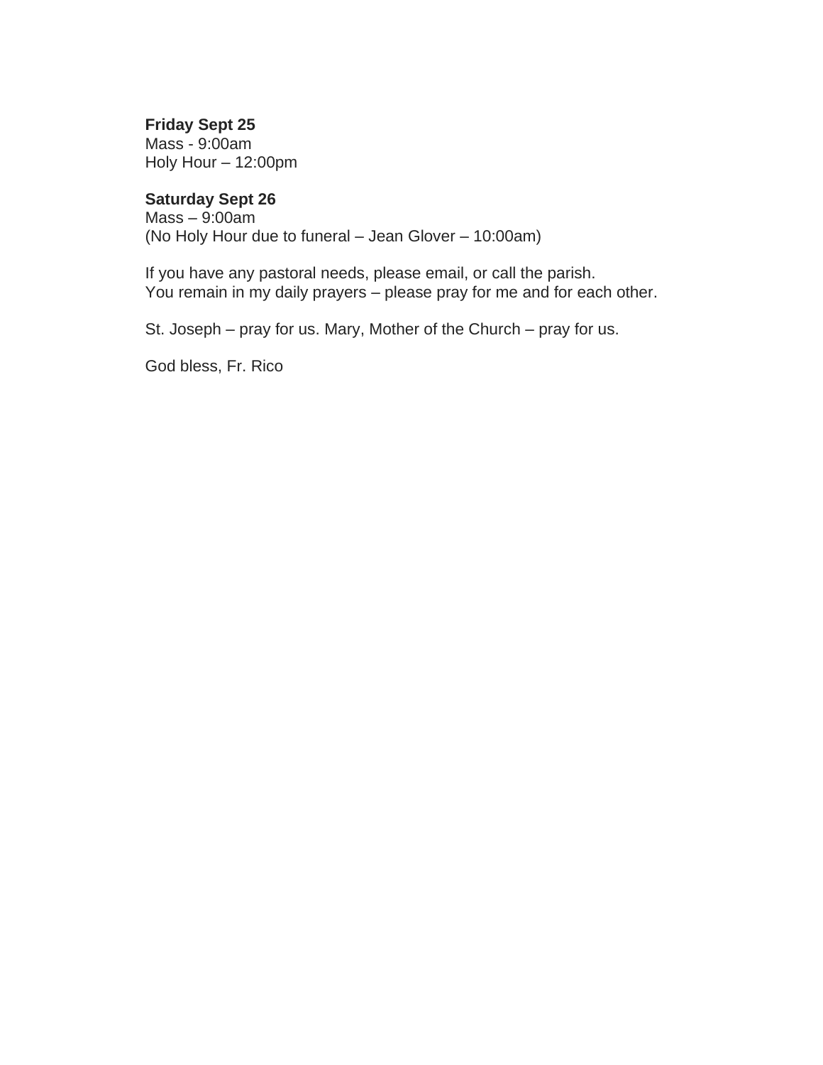**Friday Sept 25**
Mass - 9:00am
Holy Hour – 12:00pm

**Saturday Sept 26**
Mass – 9:00am
(No Holy Hour due to funeral – Jean Glover – 10:00am)

If you have any pastoral needs, please email, or call the parish.
You remain in my daily prayers – please pray for me and for each other.

St. Joseph – pray for us. Mary, Mother of the Church – pray for us.

God bless, Fr. Rico